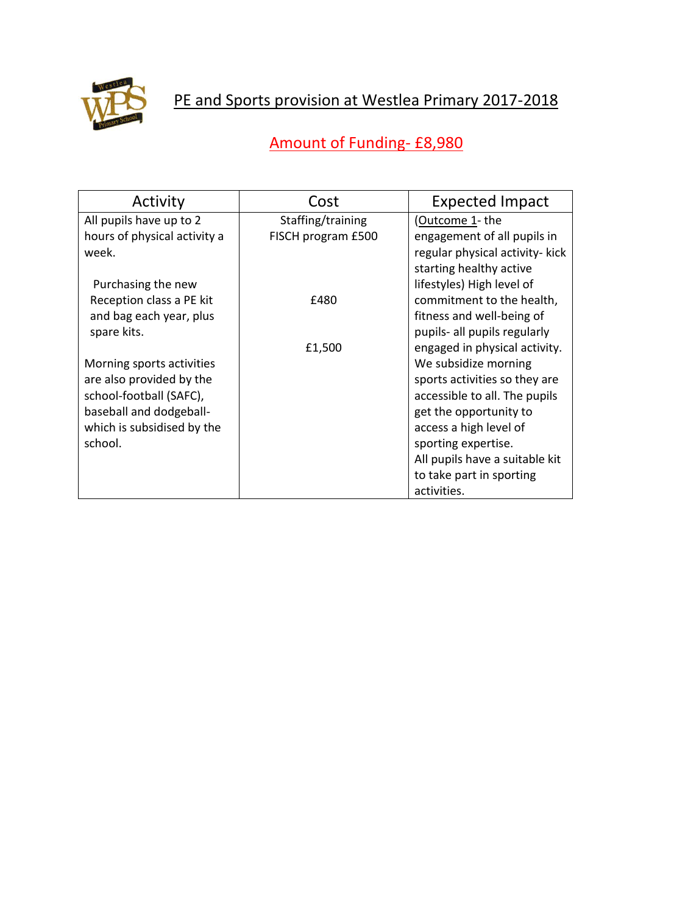# PE and Sports provision at Westlea Primary 2017-2018

## Amount of Funding- £8,980

| Activity | Cost | Expected Impact |
|---|---|---|
| All pupils have up to 2 hours of physical activity a week.<br><br>Purchasing the new Reception class a PE kit and bag each year, plus spare kits.<br><br>Morning sports activities are also provided by the school-football (SAFC), baseball and dodgeball- which is subsidised by the school. | Staffing/training FISCH program £500<br><br>£480<br><br>£1,500 | (Outcome 1- the engagement of all pupils in regular physical activity- kick starting healthy active lifestyles) High level of commitment to the health, fitness and well-being of pupils- all pupils regularly engaged in physical activity. We subsidize morning sports activities so they are accessible to all. The pupils get the opportunity to access a high level of sporting expertise.<br>All pupils have a suitable kit to take part in sporting activities. |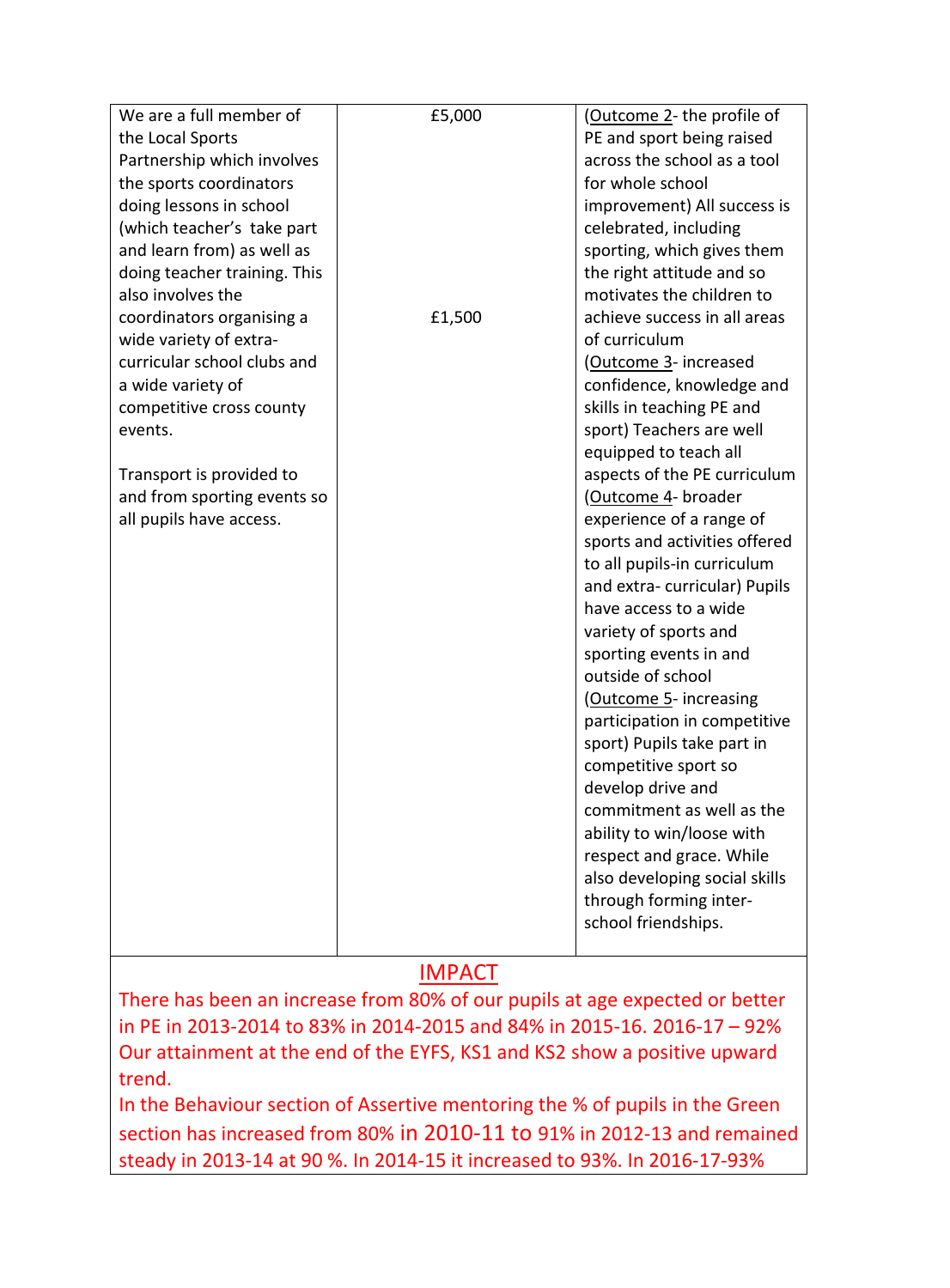| | | |
|---|---|---|
| We are a full member of the Local Sports Partnership which involves the sports coordinators doing lessons in school (which teacher's take part and learn from) as well as doing teacher training. This also involves the coordinators organising a wide variety of extra-curricular school clubs and a wide variety of competitive cross county events.<br><br>Transport is provided to and from sporting events so all pupils have access. | £5,000<br><br>£1,500 | (Outcome 2- the profile of PE and sport being raised across the school as a tool for whole school improvement) All success is celebrated, including sporting, which gives them the right attitude and so motivates the children to achieve success in all areas of curriculum<br>(Outcome 3- increased confidence, knowledge and skills in teaching PE and sport) Teachers are well equipped to teach all aspects of the PE curriculum<br>(Outcome 4- broader experience of a range of sports and activities offered to all pupils-in curriculum and extra- curricular) Pupils have access to a wide variety of sports and sporting events in and outside of school<br>(Outcome 5- increasing participation in competitive sport) Pupils take part in competitive sport so develop drive and commitment as well as the ability to win/loose with respect and grace. While also developing social skills through forming inter-school friendships. |

## IMPACT

There has been an increase from 80% of our pupils at age expected or better in PE in 2013-2014 to 83% in 2014-2015 and 84% in 2015-16. 2016-17 – 92% Our attainment at the end of the EYFS, KS1 and KS2 show a positive upward trend.

In the Behaviour section of Assertive mentoring the % of pupils in the Green section has increased from 80% in 2010-11 to 91% in 2012-13 and remained steady in 2013-14 at 90 %. In 2014-15 it increased to 93%. In 2016-17-93%